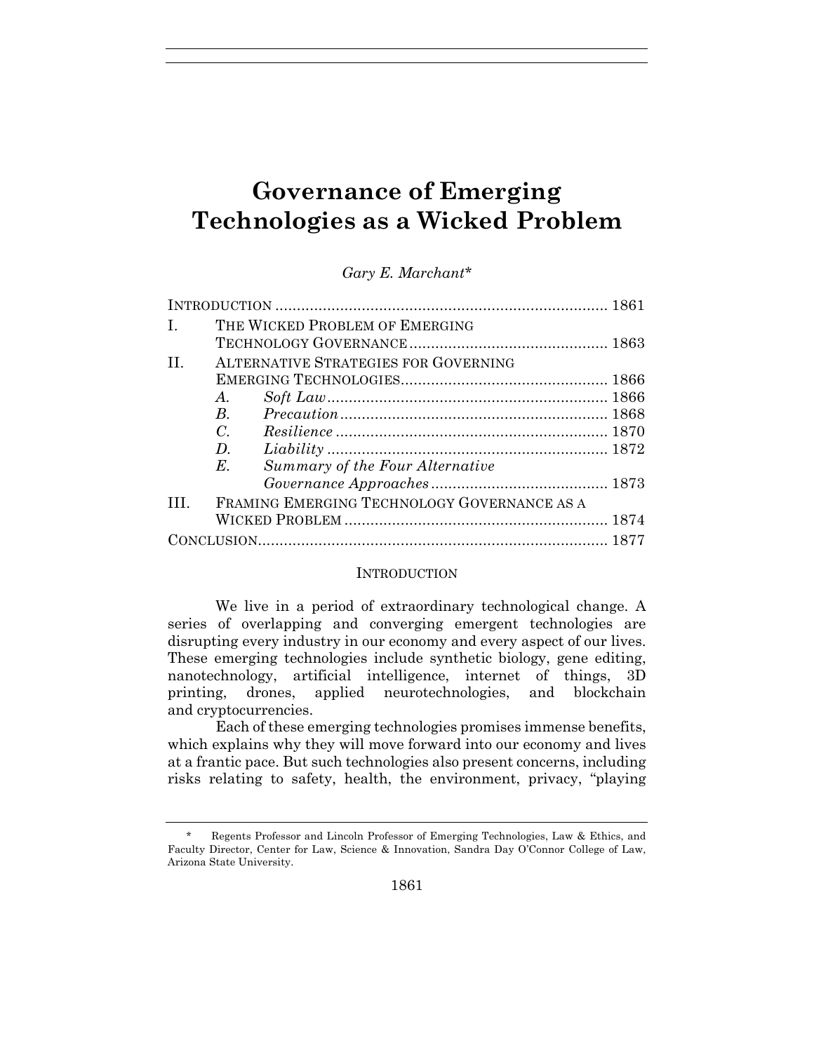# Governance of Emerging Technologies as a Wicked Problem

*Gary E. Marchant\**

| | | | |
|---|---|---|---|
| INTRODUCTION | | | 1861 |
| I. | THE WICKED PROBLEM OF EMERGING TECHNOLOGY GOVERNANCE | | 1863 |
| II. | ALTERNATIVE STRATEGIES FOR GOVERNING EMERGING TECHNOLOGIES | | 1866 |
| | *A.* | *Soft Law* | 1866 |
| | *B.* | *Precaution* | 1868 |
| | *C.* | *Resilience* | 1870 |
| | *D.* | *Liability* | 1872 |
| | *E.* | *Summary of the Four Alternative Governance Approaches* | 1873 |
| III. | FRAMING EMERGING TECHNOLOGY GOVERNANCE AS A WICKED PROBLEM | | 1874 |
| CONCLUSION | | | 1877 |

## INTRODUCTION

We live in a period of extraordinary technological change. A series of overlapping and converging emergent technologies are disrupting every industry in our economy and every aspect of our lives. These emerging technologies include synthetic biology, gene editing, nanotechnology, artificial intelligence, internet of things, 3D printing, drones, applied neurotechnologies, and blockchain and cryptocurrencies.

Each of these emerging technologies promises immense benefits, which explains why they will move forward into our economy and lives at a frantic pace. But such technologies also present concerns, including risks relating to safety, health, the environment, privacy, "playing

\* Regents Professor and Lincoln Professor of Emerging Technologies, Law & Ethics, and Faculty Director, Center for Law, Science & Innovation, Sandra Day O'Connor College of Law, Arizona State University.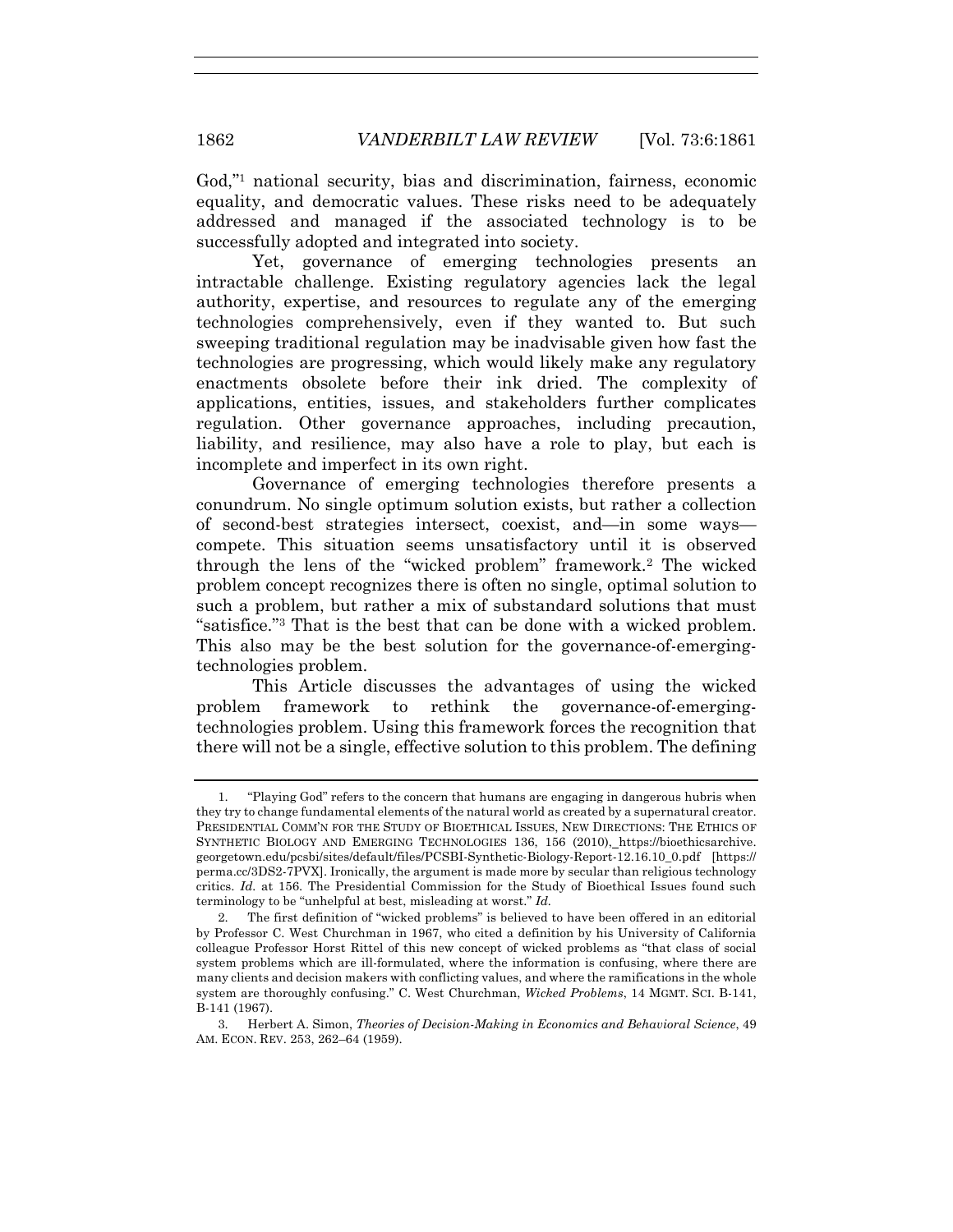God,"[1] national security, bias and discrimination, fairness, economic equality, and democratic values. These risks need to be adequately addressed and managed if the associated technology is to be successfully adopted and integrated into society.

Yet, governance of emerging technologies presents an intractable challenge. Existing regulatory agencies lack the legal authority, expertise, and resources to regulate any of the emerging technologies comprehensively, even if they wanted to. But such sweeping traditional regulation may be inadvisable given how fast the technologies are progressing, which would likely make any regulatory enactments obsolete before their ink dried. The complexity of applications, entities, issues, and stakeholders further complicates regulation. Other governance approaches, including precaution, liability, and resilience, may also have a role to play, but each is incomplete and imperfect in its own right.

Governance of emerging technologies therefore presents a conundrum. No single optimum solution exists, but rather a collection of second-best strategies intersect, coexist, and—in some ways—compete. This situation seems unsatisfactory until it is observed through the lens of the "wicked problem" framework.[2] The wicked problem concept recognizes there is often no single, optimal solution to such a problem, but rather a mix of substandard solutions that must "satisfice."[3] That is the best that can be done with a wicked problem. This also may be the best solution for the governance-of-emerging-technologies problem.

This Article discusses the advantages of using the wicked problem framework to rethink the governance-of-emerging-technologies problem. Using this framework forces the recognition that there will not be a single, effective solution to this problem. The defining

---

1. "Playing God" refers to the concern that humans are engaging in dangerous hubris when they try to change fundamental elements of the natural world as created by a supernatural creator. PRESIDENTIAL COMM'N FOR THE STUDY OF BIOETHICAL ISSUES, NEW DIRECTIONS: THE ETHICS OF SYNTHETIC BIOLOGY AND EMERGING TECHNOLOGIES 136, 156 (2010), https://bioethicsarchive.georgetown.edu/pcsbi/sites/default/files/PCSBI-Synthetic-Biology-Report-12.16.10_0.pdf [https://perma.cc/3DS2-7PVX]. Ironically, the argument is made more by secular than religious technology critics. *Id.* at 156. The Presidential Commission for the Study of Bioethical Issues found such terminology to be "unhelpful at best, misleading at worst." *Id.*

2. The first definition of "wicked problems" is believed to have been offered in an editorial by Professor C. West Churchman in 1967, who cited a definition by his University of California colleague Professor Horst Rittel of this new concept of wicked problems as "that class of social system problems which are ill-formulated, where the information is confusing, where there are many clients and decision makers with conflicting values, and where the ramifications in the whole system are thoroughly confusing." C. West Churchman, *Wicked Problems*, 14 MGMT. SCI. B-141, B-141 (1967).

3. Herbert A. Simon, *Theories of Decision-Making in Economics and Behavioral Science*, 49 AM. ECON. REV. 253, 262–64 (1959).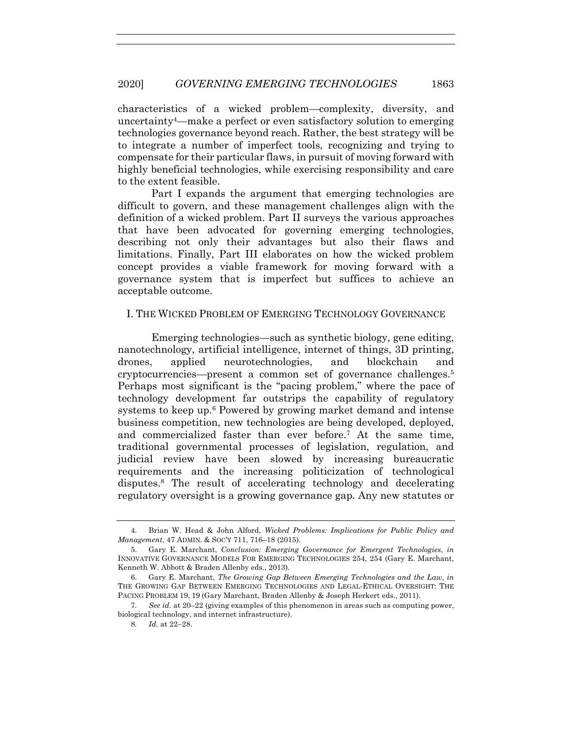characteristics of a wicked problem—complexity, diversity, and uncertainty[4]—make a perfect or even satisfactory solution to emerging technologies governance beyond reach. Rather, the best strategy will be to integrate a number of imperfect tools, recognizing and trying to compensate for their particular flaws, in pursuit of moving forward with highly beneficial technologies, while exercising responsibility and care to the extent feasible.

Part I expands the argument that emerging technologies are difficult to govern, and these management challenges align with the definition of a wicked problem. Part II surveys the various approaches that have been advocated for governing emerging technologies, describing not only their advantages but also their flaws and limitations. Finally, Part III elaborates on how the wicked problem concept provides a viable framework for moving forward with a governance system that is imperfect but suffices to achieve an acceptable outcome.

## I. THE WICKED PROBLEM OF EMERGING TECHNOLOGY GOVERNANCE

Emerging technologies—such as synthetic biology, gene editing, nanotechnology, artificial intelligence, internet of things, 3D printing, drones, applied neurotechnologies, and blockchain and cryptocurrencies—present a common set of governance challenges.[5] Perhaps most significant is the "pacing problem," where the pace of technology development far outstrips the capability of regulatory systems to keep up.[6] Powered by growing market demand and intense business competition, new technologies are being developed, deployed, and commercialized faster than ever before.[7] At the same time, traditional governmental processes of legislation, regulation, and judicial review have been slowed by increasing bureaucratic requirements and the increasing politicization of technological disputes.[8] The result of accelerating technology and decelerating regulatory oversight is a growing governance gap. Any new statutes or

---

4. Brian W. Head & John Alford, *Wicked Problems: Implications for Public Policy and Management*, 47 ADMIN. & SOC'Y 711, 716–18 (2015).

5. Gary E. Marchant, *Conclusion: Emerging Governance for Emergent Technologies*, *in* INNOVATIVE GOVERNANCE MODELS FOR EMERGING TECHNOLOGIES 254, 254 (Gary E. Marchant, Kenneth W. Abbott & Braden Allenby eds., 2013).

6. Gary E. Marchant, *The Growing Gap Between Emerging Technologies and the Law*, *in* THE GROWING GAP BETWEEN EMERGING TECHNOLOGIES AND LEGAL-ETHICAL OVERSIGHT: THE PACING PROBLEM 19, 19 (Gary Marchant, Braden Allenby & Joseph Herkert eds., 2011).

7. *See id.* at 20–22 (giving examples of this phenomenon in areas such as computing power, biological technology, and internet infrastructure).

8. *Id.* at 22–28.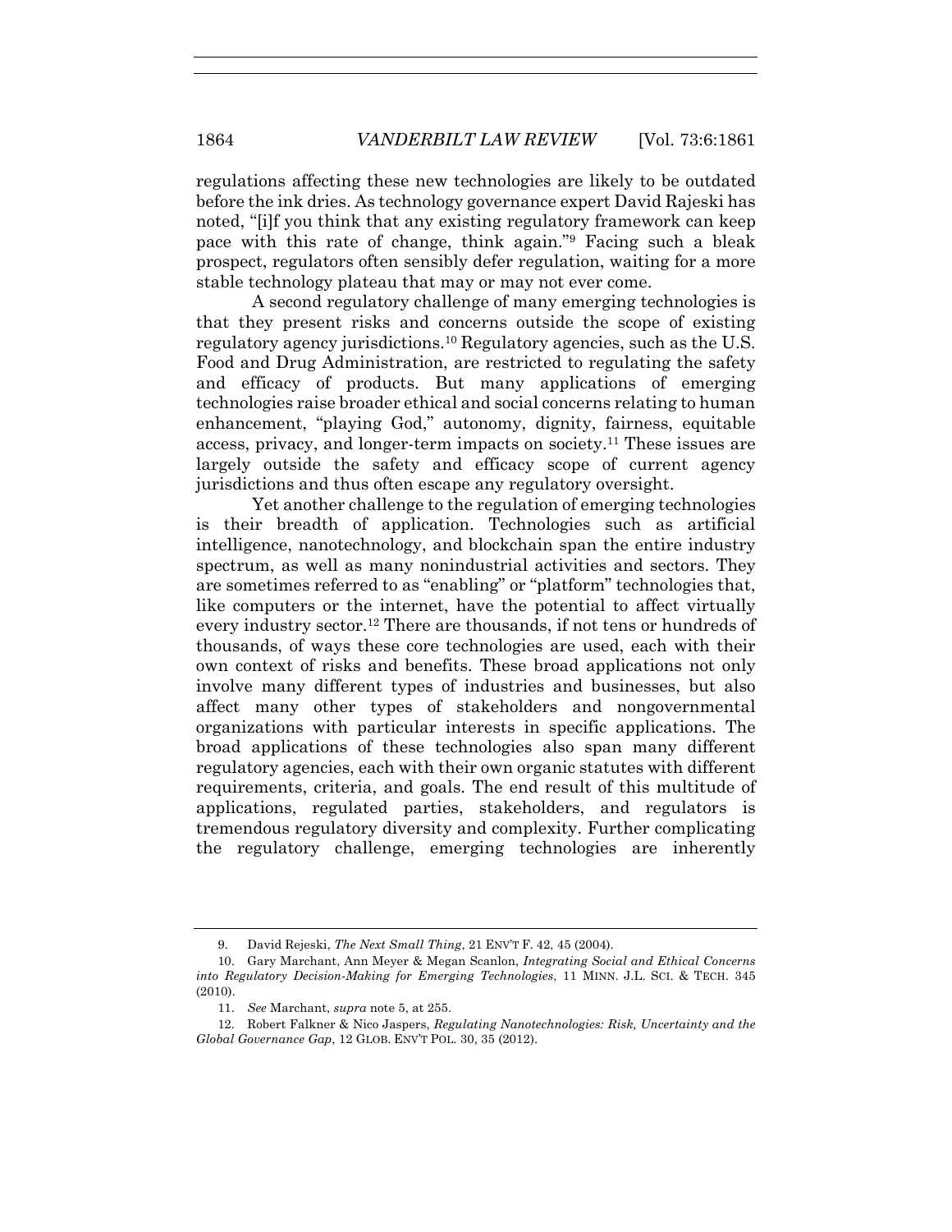regulations affecting these new technologies are likely to be outdated before the ink dries. As technology governance expert David Rajeski has noted, "[i]f you think that any existing regulatory framework can keep pace with this rate of change, think again."[9] Facing such a bleak prospect, regulators often sensibly defer regulation, waiting for a more stable technology plateau that may or may not ever come.

A second regulatory challenge of many emerging technologies is that they present risks and concerns outside the scope of existing regulatory agency jurisdictions.[10] Regulatory agencies, such as the U.S. Food and Drug Administration, are restricted to regulating the safety and efficacy of products. But many applications of emerging technologies raise broader ethical and social concerns relating to human enhancement, "playing God," autonomy, dignity, fairness, equitable access, privacy, and longer-term impacts on society.[11] These issues are largely outside the safety and efficacy scope of current agency jurisdictions and thus often escape any regulatory oversight.

Yet another challenge to the regulation of emerging technologies is their breadth of application. Technologies such as artificial intelligence, nanotechnology, and blockchain span the entire industry spectrum, as well as many nonindustrial activities and sectors. They are sometimes referred to as "enabling" or "platform" technologies that, like computers or the internet, have the potential to affect virtually every industry sector.[12] There are thousands, if not tens or hundreds of thousands, of ways these core technologies are used, each with their own context of risks and benefits. These broad applications not only involve many different types of industries and businesses, but also affect many other types of stakeholders and nongovernmental organizations with particular interests in specific applications. The broad applications of these technologies also span many different regulatory agencies, each with their own organic statutes with different requirements, criteria, and goals. The end result of this multitude of applications, regulated parties, stakeholders, and regulators is tremendous regulatory diversity and complexity. Further complicating the regulatory challenge, emerging technologies are inherently

---

9. David Rejeski, *The Next Small Thing*, 21 ENV'T F. 42, 45 (2004).

10. Gary Marchant, Ann Meyer & Megan Scanlon, *Integrating Social and Ethical Concerns into Regulatory Decision-Making for Emerging Technologies*, 11 MINN. J.L. SCI. & TECH. 345 (2010).

11. *See* Marchant, *supra* note 5, at 255.

12. Robert Falkner & Nico Jaspers, *Regulating Nanotechnologies: Risk, Uncertainty and the Global Governance Gap*, 12 GLOB. ENV'T POL. 30, 35 (2012).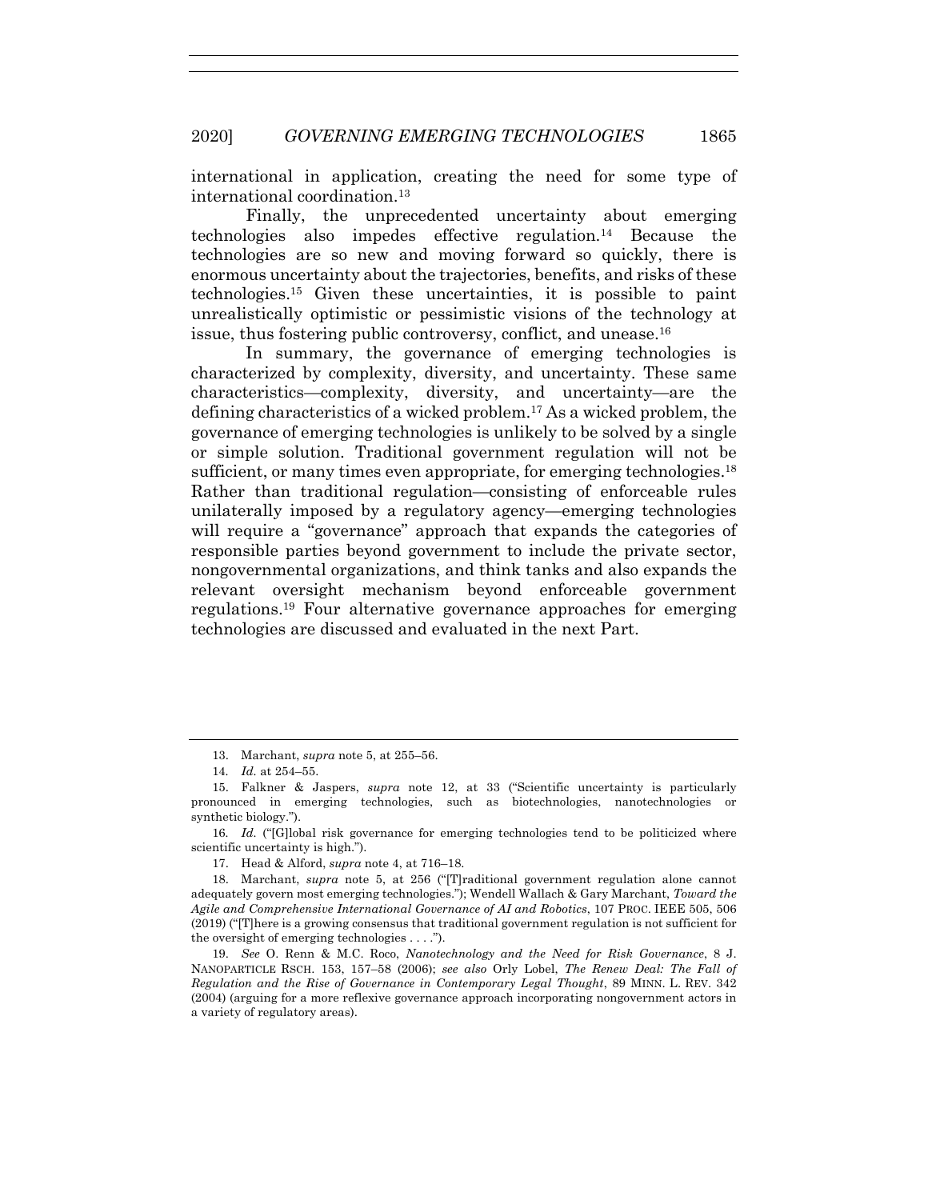international in application, creating the need for some type of international coordination.[13]

Finally, the unprecedented uncertainty about emerging technologies also impedes effective regulation.[14] Because the technologies are so new and moving forward so quickly, there is enormous uncertainty about the trajectories, benefits, and risks of these technologies.[15] Given these uncertainties, it is possible to paint unrealistically optimistic or pessimistic visions of the technology at issue, thus fostering public controversy, conflict, and unease.[16]

In summary, the governance of emerging technologies is characterized by complexity, diversity, and uncertainty. These same characteristics—complexity, diversity, and uncertainty—are the defining characteristics of a wicked problem.[17] As a wicked problem, the governance of emerging technologies is unlikely to be solved by a single or simple solution. Traditional government regulation will not be sufficient, or many times even appropriate, for emerging technologies.[18] Rather than traditional regulation—consisting of enforceable rules unilaterally imposed by a regulatory agency—emerging technologies will require a "governance" approach that expands the categories of responsible parties beyond government to include the private sector, nongovernmental organizations, and think tanks and also expands the relevant oversight mechanism beyond enforceable government regulations.[19] Four alternative governance approaches for emerging technologies are discussed and evaluated in the next Part.

---

13. Marchant, *supra* note 5, at 255–56.

14. *Id.* at 254–55.

15. Falkner & Jaspers, *supra* note 12, at 33 ("Scientific uncertainty is particularly pronounced in emerging technologies, such as biotechnologies, nanotechnologies or synthetic biology.").

16. *Id.* ("[G]lobal risk governance for emerging technologies tend to be politicized where scientific uncertainty is high.").

17. Head & Alford, *supra* note 4, at 716–18.

18. Marchant, *supra* note 5, at 256 ("[T]raditional government regulation alone cannot adequately govern most emerging technologies."); Wendell Wallach & Gary Marchant, *Toward the Agile and Comprehensive International Governance of AI and Robotics*, 107 PROC. IEEE 505, 506 (2019) ("[T]here is a growing consensus that traditional government regulation is not sufficient for the oversight of emerging technologies . . . .").

19. *See* O. Renn & M.C. Roco, *Nanotechnology and the Need for Risk Governance*, 8 J. NANOPARTICLE RSCH. 153, 157–58 (2006); *see also* Orly Lobel, *The Renew Deal: The Fall of Regulation and the Rise of Governance in Contemporary Legal Thought*, 89 MINN. L. REV. 342 (2004) (arguing for a more reflexive governance approach incorporating nongovernment actors in a variety of regulatory areas).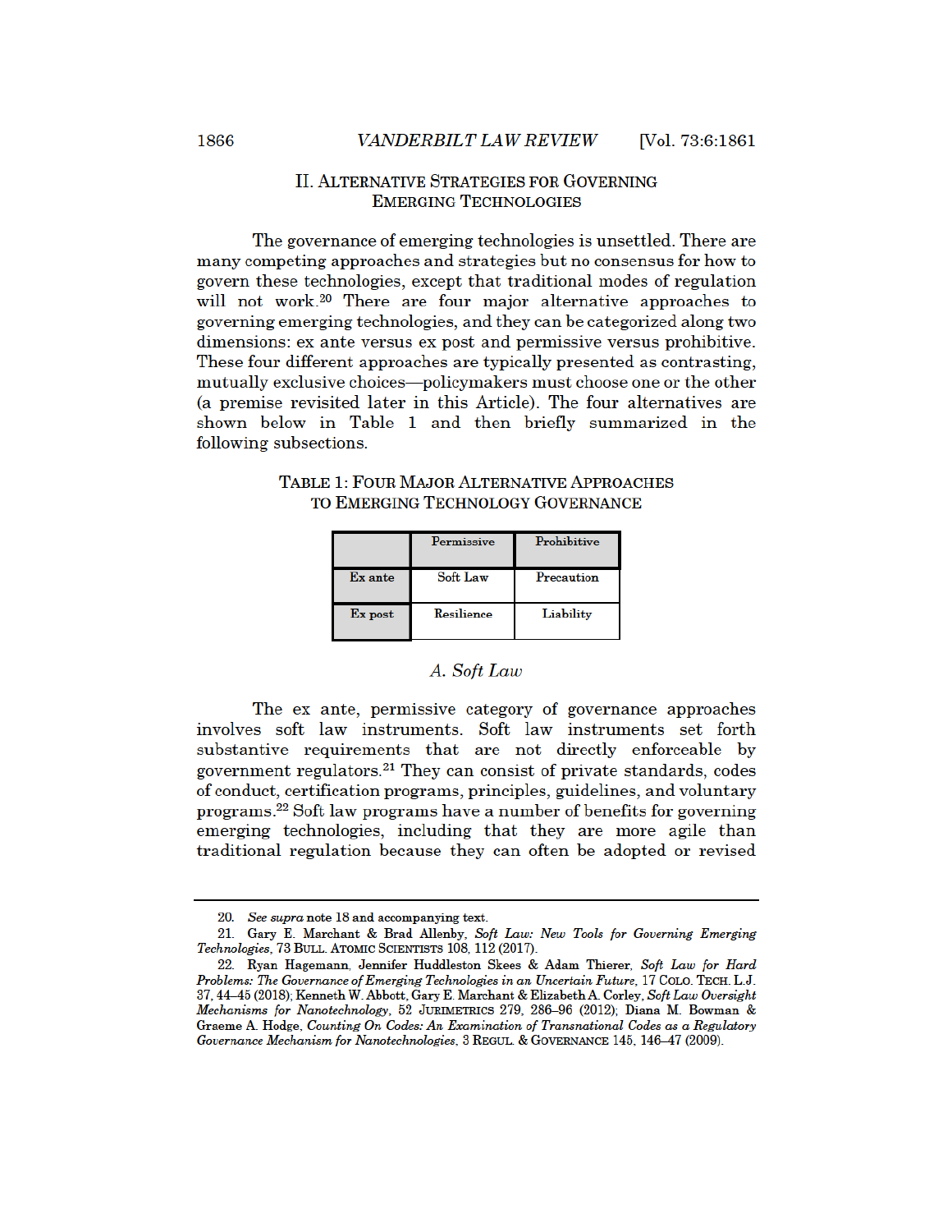## II. ALTERNATIVE STRATEGIES FOR GOVERNING EMERGING TECHNOLOGIES

The governance of emerging technologies is unsettled. There are many competing approaches and strategies but no consensus for how to govern these technologies, except that traditional modes of regulation will not work.[20] There are four major alternative approaches to governing emerging technologies, and they can be categorized along two dimensions: ex ante versus ex post and permissive versus prohibitive. These four different approaches are typically presented as contrasting, mutually exclusive choices—policymakers must choose one or the other (a premise revisited later in this Article). The four alternatives are shown below in Table 1 and then briefly summarized in the following subsections.

TABLE 1: FOUR MAJOR ALTERNATIVE APPROACHES TO EMERGING TECHNOLOGY GOVERNANCE

| | Permissive | Prohibitive |
|---|---|---|
| Ex ante | Soft Law | Precaution |
| Ex post | Resilience | Liability |

### A. *Soft Law*

The ex ante, permissive category of governance approaches involves soft law instruments. Soft law instruments set forth substantive requirements that are not directly enforceable by government regulators.[21] They can consist of private standards, codes of conduct, certification programs, principles, guidelines, and voluntary programs.[22] Soft law programs have a number of benefits for governing emerging technologies, including that they are more agile than traditional regulation because they can often be adopted or revised

---

20. *See supra* note 18 and accompanying text.

21. Gary E. Marchant & Brad Allenby, *Soft Law: New Tools for Governing Emerging Technologies*, 73 BULL. ATOMIC SCIENTISTS 108, 112 (2017).

22. Ryan Hagemann, Jennifer Huddleston Skees & Adam Thierer, *Soft Law for Hard Problems: The Governance of Emerging Technologies in an Uncertain Future*, 17 COLO. TECH. L.J. 37, 44–45 (2018); Kenneth W. Abbott, Gary E. Marchant & Elizabeth A. Corley, *Soft Law Oversight Mechanisms for Nanotechnology*, 52 JURIMETRICS 279, 286–96 (2012); Diana M. Bowman & Graeme A. Hodge, *Counting On Codes: An Examination of Transnational Codes as a Regulatory Governance Mechanism for Nanotechnologies*, 3 REGUL. & GOVERNANCE 145, 146–47 (2009).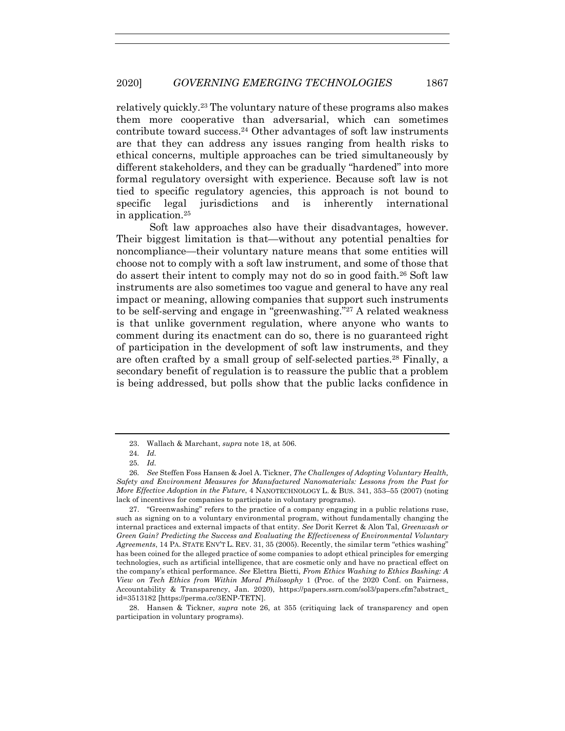relatively quickly.[23] The voluntary nature of these programs also makes them more cooperative than adversarial, which can sometimes contribute toward success.[24] Other advantages of soft law instruments are that they can address any issues ranging from health risks to ethical concerns, multiple approaches can be tried simultaneously by different stakeholders, and they can be gradually "hardened" into more formal regulatory oversight with experience. Because soft law is not tied to specific regulatory agencies, this approach is not bound to specific legal jurisdictions and is inherently international in application.[25]

Soft law approaches also have their disadvantages, however. Their biggest limitation is that—without any potential penalties for noncompliance—their voluntary nature means that some entities will choose not to comply with a soft law instrument, and some of those that do assert their intent to comply may not do so in good faith.[26] Soft law instruments are also sometimes too vague and general to have any real impact or meaning, allowing companies that support such instruments to be self-serving and engage in "greenwashing."[27] A related weakness is that unlike government regulation, where anyone who wants to comment during its enactment can do so, there is no guaranteed right of participation in the development of soft law instruments, and they are often crafted by a small group of self-selected parties.[28] Finally, a secondary benefit of regulation is to reassure the public that a problem is being addressed, but polls show that the public lacks confidence in

---

23. Wallach & Marchant, *supra* note 18, at 506.

24. *Id.*

25. *Id.*

26. *See* Steffen Foss Hansen & Joel A. Tickner, *The Challenges of Adopting Voluntary Health, Safety and Environment Measures for Manufactured Nanomaterials: Lessons from the Past for More Effective Adoption in the Future*, 4 NANOTECHNOLOGY L. & BUS. 341, 353–55 (2007) (noting lack of incentives for companies to participate in voluntary programs).

27. "Greenwashing" refers to the practice of a company engaging in a public relations ruse, such as signing on to a voluntary environmental program, without fundamentally changing the internal practices and external impacts of that entity. *See* Dorit Kerret & Alon Tal, *Greenwash or Green Gain? Predicting the Success and Evaluating the Effectiveness of Environmental Voluntary Agreements*, 14 PA. STATE ENV'T L. REV. 31, 35 (2005). Recently, the similar term "ethics washing" has been coined for the alleged practice of some companies to adopt ethical principles for emerging technologies, such as artificial intelligence, that are cosmetic only and have no practical effect on the company's ethical performance. *See* Elettra Bietti, *From Ethics Washing to Ethics Bashing: A View on Tech Ethics from Within Moral Philosophy* 1 (Proc. of the 2020 Conf. on Fairness, Accountability & Transparency, Jan. 2020), https://papers.ssrn.com/sol3/papers.cfm?abstract_id=3513182 [https://perma.cc/3ENP-TETN].

28. Hansen & Tickner, *supra* note 26, at 355 (critiquing lack of transparency and open participation in voluntary programs).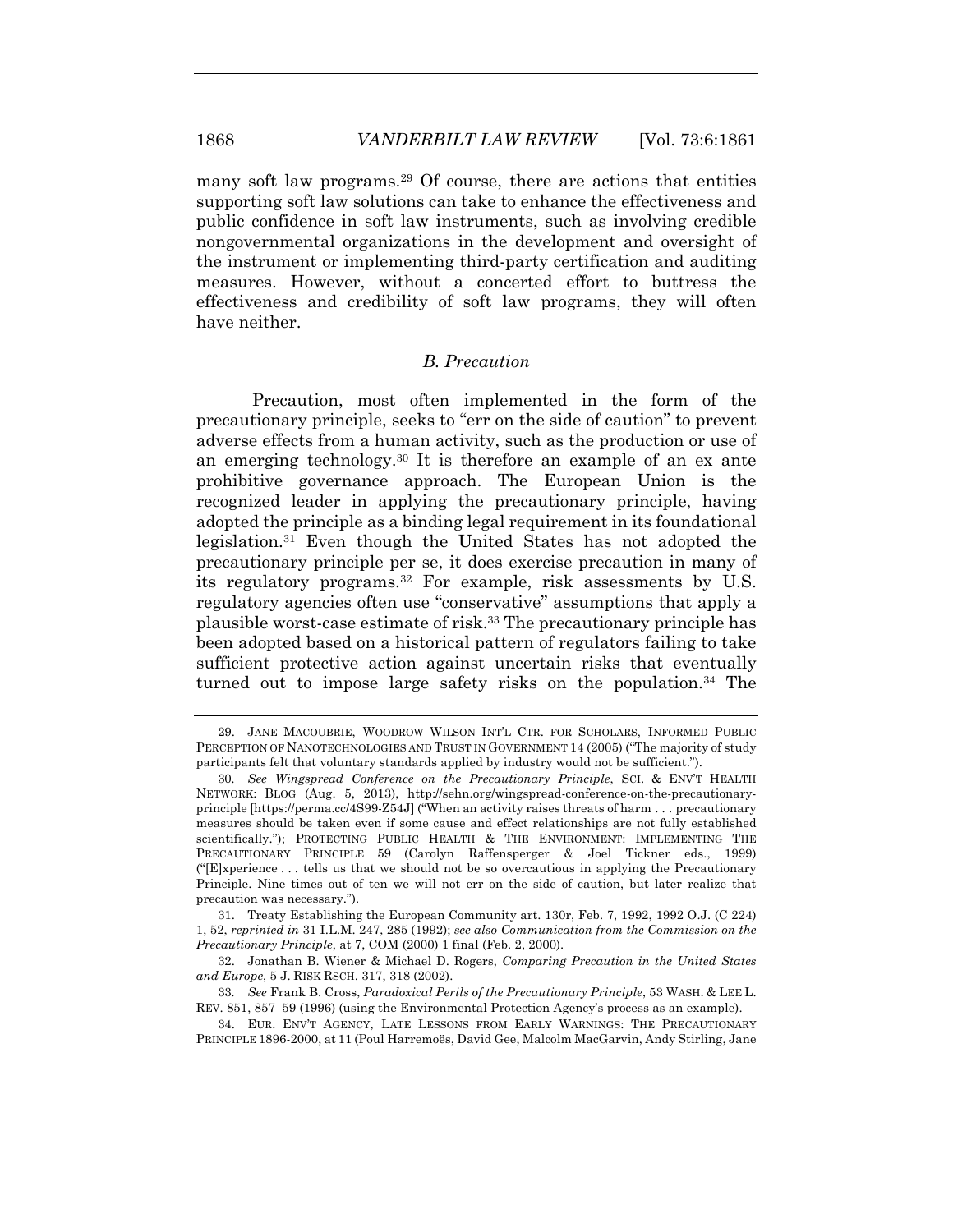many soft law programs.[29] Of course, there are actions that entities supporting soft law solutions can take to enhance the effectiveness and public confidence in soft law instruments, such as involving credible nongovernmental organizations in the development and oversight of the instrument or implementing third-party certification and auditing measures. However, without a concerted effort to buttress the effectiveness and credibility of soft law programs, they will often have neither.

### *B. Precaution*

Precaution, most often implemented in the form of the precautionary principle, seeks to "err on the side of caution" to prevent adverse effects from a human activity, such as the production or use of an emerging technology.[30] It is therefore an example of an ex ante prohibitive governance approach. The European Union is the recognized leader in applying the precautionary principle, having adopted the principle as a binding legal requirement in its foundational legislation.[31] Even though the United States has not adopted the precautionary principle per se, it does exercise precaution in many of its regulatory programs.[32] For example, risk assessments by U.S. regulatory agencies often use "conservative" assumptions that apply a plausible worst-case estimate of risk.[33] The precautionary principle has been adopted based on a historical pattern of regulators failing to take sufficient protective action against uncertain risks that eventually turned out to impose large safety risks on the population.[34] The

---

29. JANE MACOUBRIE, WOODROW WILSON INT'L CTR. FOR SCHOLARS, INFORMED PUBLIC PERCEPTION OF NANOTECHNOLOGIES AND TRUST IN GOVERNMENT 14 (2005) ("The majority of study participants felt that voluntary standards applied by industry would not be sufficient.").

30. *See Wingspread Conference on the Precautionary Principle*, SCI. & ENV'T HEALTH NETWORK: BLOG (Aug. 5, 2013), http://sehn.org/wingspread-conference-on-the-precautionary-principle [https://perma.cc/4S99-Z54J] ("When an activity raises threats of harm . . . precautionary measures should be taken even if some cause and effect relationships are not fully established scientifically."); PROTECTING PUBLIC HEALTH & THE ENVIRONMENT: IMPLEMENTING THE PRECAUTIONARY PRINCIPLE 59 (Carolyn Raffensperger & Joel Tickner eds., 1999) ("[E]xperience . . . tells us that we should not be so overcautious in applying the Precautionary Principle. Nine times out of ten we will not err on the side of caution, but later realize that precaution was necessary.").

31. Treaty Establishing the European Community art. 130r, Feb. 7, 1992, 1992 O.J. (C 224) 1, 52, *reprinted in* 31 I.L.M. 247, 285 (1992); *see also Communication from the Commission on the Precautionary Principle*, at 7, COM (2000) 1 final (Feb. 2, 2000).

32. Jonathan B. Wiener & Michael D. Rogers, *Comparing Precaution in the United States and Europe*, 5 J. RISK RSCH. 317, 318 (2002).

33. *See* Frank B. Cross, *Paradoxical Perils of the Precautionary Principle*, 53 WASH. & LEE L. REV. 851, 857–59 (1996) (using the Environmental Protection Agency's process as an example).

34. EUR. ENV'T AGENCY, LATE LESSONS FROM EARLY WARNINGS: THE PRECAUTIONARY PRINCIPLE 1896-2000, at 11 (Poul Harremoës, David Gee, Malcolm MacGarvin, Andy Stirling, Jane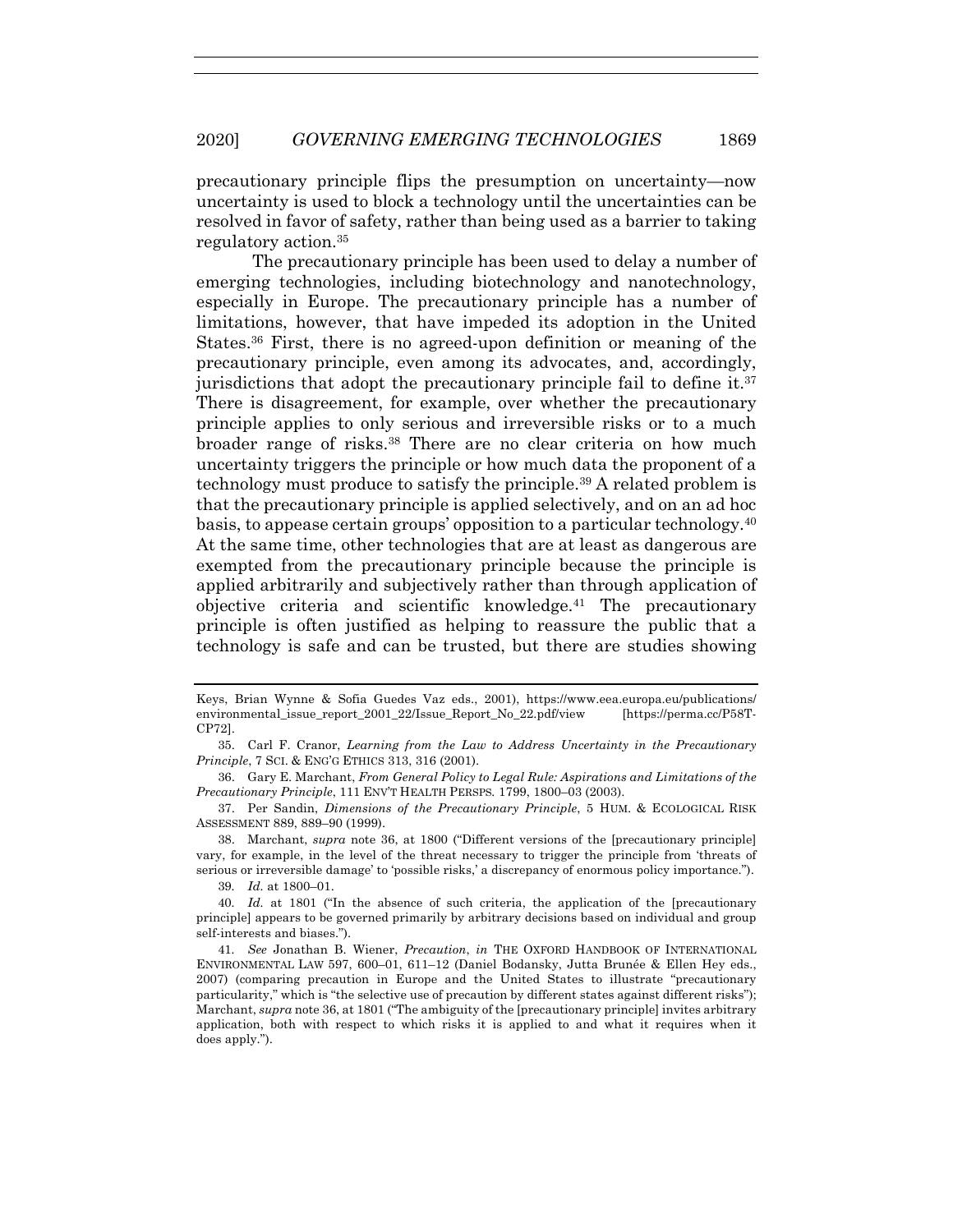precautionary principle flips the presumption on uncertainty—now uncertainty is used to block a technology until the uncertainties can be resolved in favor of safety, rather than being used as a barrier to taking regulatory action.[35]

The precautionary principle has been used to delay a number of emerging technologies, including biotechnology and nanotechnology, especially in Europe. The precautionary principle has a number of limitations, however, that have impeded its adoption in the United States.[36] First, there is no agreed-upon definition or meaning of the precautionary principle, even among its advocates, and, accordingly, jurisdictions that adopt the precautionary principle fail to define it.[37] There is disagreement, for example, over whether the precautionary principle applies to only serious and irreversible risks or to a much broader range of risks.[38] There are no clear criteria on how much uncertainty triggers the principle or how much data the proponent of a technology must produce to satisfy the principle.[39] A related problem is that the precautionary principle is applied selectively, and on an ad hoc basis, to appease certain groups' opposition to a particular technology.[40] At the same time, other technologies that are at least as dangerous are exempted from the precautionary principle because the principle is applied arbitrarily and subjectively rather than through application of objective criteria and scientific knowledge.[41] The precautionary principle is often justified as helping to reassure the public that a technology is safe and can be trusted, but there are studies showing

---

Keys, Brian Wynne & Sofia Guedes Vaz eds., 2001), https://www.eea.europa.eu/publications/environmental_issue_report_2001_22/Issue_Report_No_22.pdf/view [https://perma.cc/P58T-CP72].

35. Carl F. Cranor, *Learning from the Law to Address Uncertainty in the Precautionary Principle*, 7 SCI. & ENG'G ETHICS 313, 316 (2001).

36. Gary E. Marchant, *From General Policy to Legal Rule: Aspirations and Limitations of the Precautionary Principle*, 111 ENV'T HEALTH PERSPS. 1799, 1800–03 (2003).

37. Per Sandin, *Dimensions of the Precautionary Principle*, 5 HUM. & ECOLOGICAL RISK ASSESSMENT 889, 889–90 (1999).

38. Marchant, *supra* note 36, at 1800 ("Different versions of the [precautionary principle] vary, for example, in the level of the threat necessary to trigger the principle from 'threats of serious or irreversible damage' to 'possible risks,' a discrepancy of enormous policy importance.").

39. *Id.* at 1800–01.

40. *Id.* at 1801 ("In the absence of such criteria, the application of the [precautionary principle] appears to be governed primarily by arbitrary decisions based on individual and group self-interests and biases.").

41. *See* Jonathan B. Wiener, *Precaution*, *in* THE OXFORD HANDBOOK OF INTERNATIONAL ENVIRONMENTAL LAW 597, 600–01, 611–12 (Daniel Bodansky, Jutta Brunée & Ellen Hey eds., 2007) (comparing precaution in Europe and the United States to illustrate "precautionary particularity," which is "the selective use of precaution by different states against different risks"); Marchant, *supra* note 36, at 1801 ("The ambiguity of the [precautionary principle] invites arbitrary application, both with respect to which risks it is applied to and what it requires when it does apply.").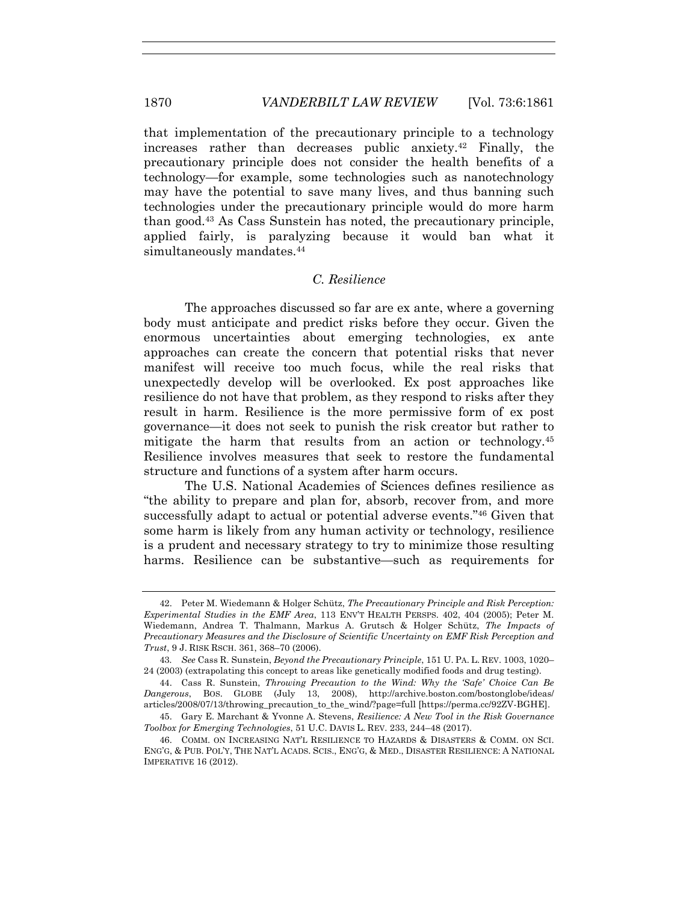that implementation of the precautionary principle to a technology increases rather than decreases public anxiety.[42] Finally, the precautionary principle does not consider the health benefits of a technology—for example, some technologies such as nanotechnology may have the potential to save many lives, and thus banning such technologies under the precautionary principle would do more harm than good.[43] As Cass Sunstein has noted, the precautionary principle, applied fairly, is paralyzing because it would ban what it simultaneously mandates.[44]

### *C. Resilience*

The approaches discussed so far are ex ante, where a governing body must anticipate and predict risks before they occur. Given the enormous uncertainties about emerging technologies, ex ante approaches can create the concern that potential risks that never manifest will receive too much focus, while the real risks that unexpectedly develop will be overlooked. Ex post approaches like resilience do not have that problem, as they respond to risks after they result in harm. Resilience is the more permissive form of ex post governance—it does not seek to punish the risk creator but rather to mitigate the harm that results from an action or technology.[45] Resilience involves measures that seek to restore the fundamental structure and functions of a system after harm occurs.

The U.S. National Academies of Sciences defines resilience as "the ability to prepare and plan for, absorb, recover from, and more successfully adapt to actual or potential adverse events."[46] Given that some harm is likely from any human activity or technology, resilience is a prudent and necessary strategy to try to minimize those resulting harms. Resilience can be substantive—such as requirements for

---

42. Peter M. Wiedemann & Holger Schütz, *The Precautionary Principle and Risk Perception: Experimental Studies in the EMF Area*, 113 ENV'T HEALTH PERSPS. 402, 404 (2005); Peter M. Wiedemann, Andrea T. Thalmann, Markus A. Grutsch & Holger Schütz, *The Impacts of Precautionary Measures and the Disclosure of Scientific Uncertainty on EMF Risk Perception and Trust*, 9 J. RISK RSCH. 361, 368–70 (2006).

43. *See* Cass R. Sunstein, *Beyond the Precautionary Principle*, 151 U. PA. L. REV. 1003, 1020–24 (2003) (extrapolating this concept to areas like genetically modified foods and drug testing).

44. Cass R. Sunstein, *Throwing Precaution to the Wind: Why the 'Safe' Choice Can Be Dangerous*, BOS. GLOBE (July 13, 2008), http://archive.boston.com/bostonglobe/ideas/articles/2008/07/13/throwing_precaution_to_the_wind/?page=full [https://perma.cc/92ZV-BGHE].

45. Gary E. Marchant & Yvonne A. Stevens, *Resilience: A New Tool in the Risk Governance Toolbox for Emerging Technologies*, 51 U.C. DAVIS L. REV. 233, 244–48 (2017).

46. COMM. ON INCREASING NAT'L RESILIENCE TO HAZARDS & DISASTERS & COMM. ON SCI. ENG'G, & PUB. POL'Y, THE NAT'L ACADS. SCIS., ENG'G, & MED., DISASTER RESILIENCE: A NATIONAL IMPERATIVE 16 (2012).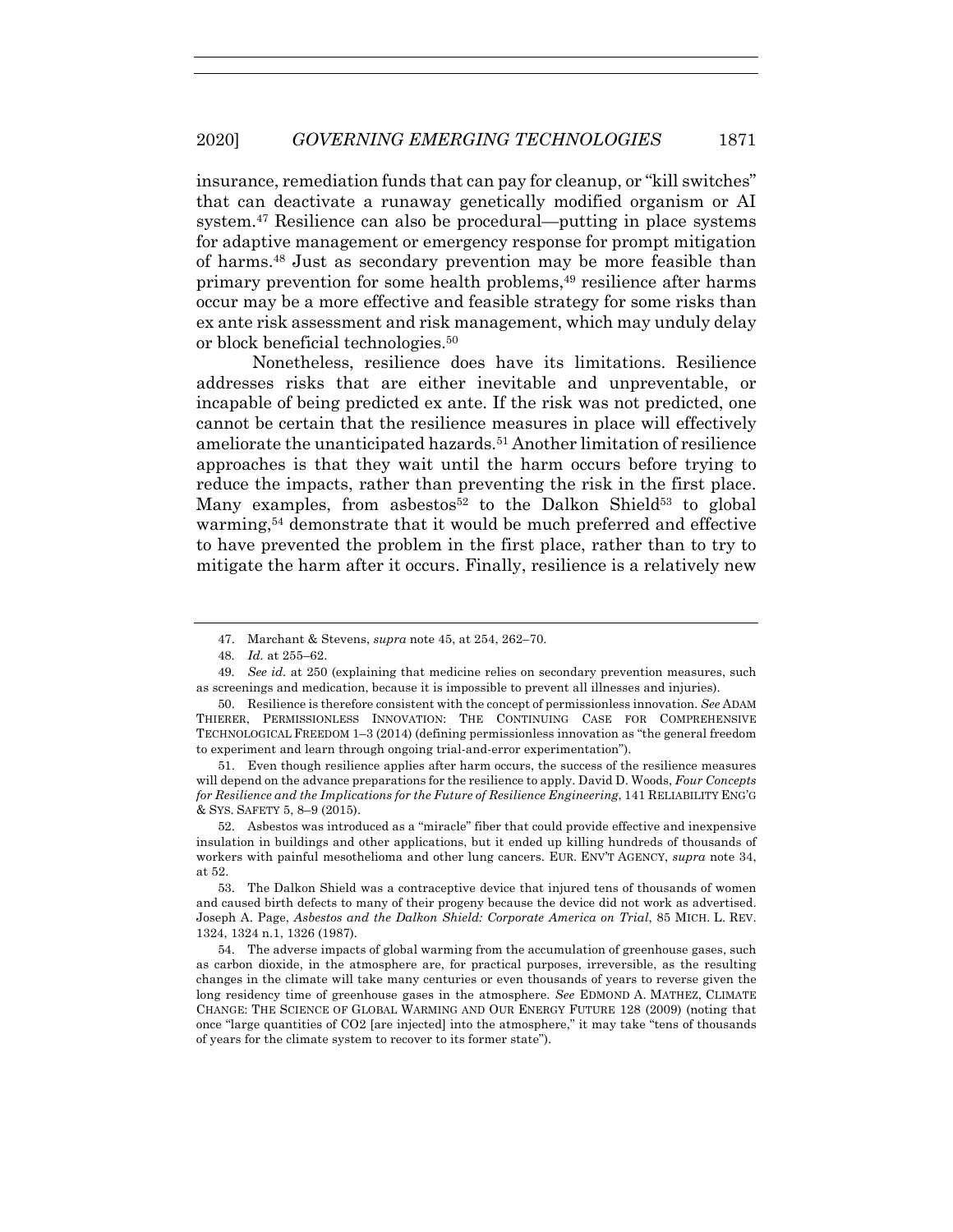insurance, remediation funds that can pay for cleanup, or "kill switches" that can deactivate a runaway genetically modified organism or AI system.[47] Resilience can also be procedural—putting in place systems for adaptive management or emergency response for prompt mitigation of harms.[48] Just as secondary prevention may be more feasible than primary prevention for some health problems,[49] resilience after harms occur may be a more effective and feasible strategy for some risks than ex ante risk assessment and risk management, which may unduly delay or block beneficial technologies.[50]

Nonetheless, resilience does have its limitations. Resilience addresses risks that are either inevitable and unpreventable, or incapable of being predicted ex ante. If the risk was not predicted, one cannot be certain that the resilience measures in place will effectively ameliorate the unanticipated hazards.[51] Another limitation of resilience approaches is that they wait until the harm occurs before trying to reduce the impacts, rather than preventing the risk in the first place. Many examples, from asbestos[52] to the Dalkon Shield[53] to global warming,[54] demonstrate that it would be much preferred and effective to have prevented the problem in the first place, rather than to try to mitigate the harm after it occurs. Finally, resilience is a relatively new

---

47. Marchant & Stevens, *supra* note 45, at 254, 262–70.

48. *Id.* at 255–62.

49. *See id.* at 250 (explaining that medicine relies on secondary prevention measures, such as screenings and medication, because it is impossible to prevent all illnesses and injuries).

50. Resilience is therefore consistent with the concept of permissionless innovation. *See* ADAM THIERER, PERMISSIONLESS INNOVATION: THE CONTINUING CASE FOR COMPREHENSIVE TECHNOLOGICAL FREEDOM 1–3 (2014) (defining permissionless innovation as "the general freedom to experiment and learn through ongoing trial-and-error experimentation").

51. Even though resilience applies after harm occurs, the success of the resilience measures will depend on the advance preparations for the resilience to apply. David D. Woods, *Four Concepts for Resilience and the Implications for the Future of Resilience Engineering*, 141 RELIABILITY ENG'G & SYS. SAFETY 5, 8–9 (2015).

52. Asbestos was introduced as a "miracle" fiber that could provide effective and inexpensive insulation in buildings and other applications, but it ended up killing hundreds of thousands of workers with painful mesothelioma and other lung cancers. EUR. ENV'T AGENCY, *supra* note 34, at 52.

53. The Dalkon Shield was a contraceptive device that injured tens of thousands of women and caused birth defects to many of their progeny because the device did not work as advertised. Joseph A. Page, *Asbestos and the Dalkon Shield: Corporate America on Trial*, 85 MICH. L. REV. 1324, 1324 n.1, 1326 (1987).

54. The adverse impacts of global warming from the accumulation of greenhouse gases, such as carbon dioxide, in the atmosphere are, for practical purposes, irreversible, as the resulting changes in the climate will take many centuries or even thousands of years to reverse given the long residency time of greenhouse gases in the atmosphere. *See* EDMOND A. MATHEZ, CLIMATE CHANGE: THE SCIENCE OF GLOBAL WARMING AND OUR ENERGY FUTURE 128 (2009) (noting that once "large quantities of CO2 [are injected] into the atmosphere," it may take "tens of thousands of years for the climate system to recover to its former state").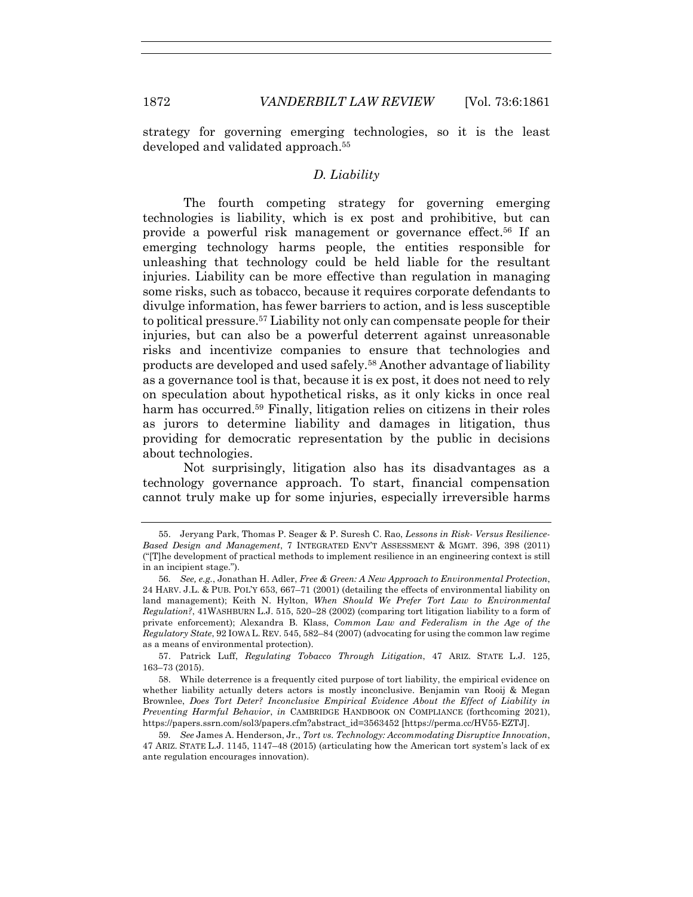strategy for governing emerging technologies, so it is the least developed and validated approach.[55]

### *D. Liability*

The fourth competing strategy for governing emerging technologies is liability, which is ex post and prohibitive, but can provide a powerful risk management or governance effect.[56] If an emerging technology harms people, the entities responsible for unleashing that technology could be held liable for the resultant injuries. Liability can be more effective than regulation in managing some risks, such as tobacco, because it requires corporate defendants to divulge information, has fewer barriers to action, and is less susceptible to political pressure.[57] Liability not only can compensate people for their injuries, but can also be a powerful deterrent against unreasonable risks and incentivize companies to ensure that technologies and products are developed and used safely.[58] Another advantage of liability as a governance tool is that, because it is ex post, it does not need to rely on speculation about hypothetical risks, as it only kicks in once real harm has occurred.[59] Finally, litigation relies on citizens in their roles as jurors to determine liability and damages in litigation, thus providing for democratic representation by the public in decisions about technologies.

Not surprisingly, litigation also has its disadvantages as a technology governance approach. To start, financial compensation cannot truly make up for some injuries, especially irreversible harms

---

55. Jeryang Park, Thomas P. Seager & P. Suresh C. Rao, *Lessons in Risk- Versus Resilience-Based Design and Management*, 7 INTEGRATED ENV'T ASSESSMENT & MGMT. 396, 398 (2011) ("[T]he development of practical methods to implement resilience in an engineering context is still in an incipient stage.").

56. *See, e.g.*, Jonathan H. Adler, *Free & Green: A New Approach to Environmental Protection*, 24 HARV. J.L. & PUB. POL'Y 653, 667–71 (2001) (detailing the effects of environmental liability on land management); Keith N. Hylton, *When Should We Prefer Tort Law to Environmental Regulation?*, 41WASHBURN L.J. 515, 520–28 (2002) (comparing tort litigation liability to a form of private enforcement); Alexandra B. Klass, *Common Law and Federalism in the Age of the Regulatory State*, 92 IOWA L. REV. 545, 582–84 (2007) (advocating for using the common law regime as a means of environmental protection).

57. Patrick Luff, *Regulating Tobacco Through Litigation*, 47 ARIZ. STATE L.J. 125, 163–73 (2015).

58. While deterrence is a frequently cited purpose of tort liability, the empirical evidence on whether liability actually deters actors is mostly inconclusive. Benjamin van Rooij & Megan Brownlee, *Does Tort Deter? Inconclusive Empirical Evidence About the Effect of Liability in Preventing Harmful Behavior*, *in* CAMBRIDGE HANDBOOK ON COMPLIANCE (forthcoming 2021), https://papers.ssrn.com/sol3/papers.cfm?abstract_id=3563452 [https://perma.cc/HV55-EZTJ].

59. *See* James A. Henderson, Jr., *Tort vs. Technology: Accommodating Disruptive Innovation*, 47 ARIZ. STATE L.J. 1145, 1147–48 (2015) (articulating how the American tort system's lack of ex ante regulation encourages innovation).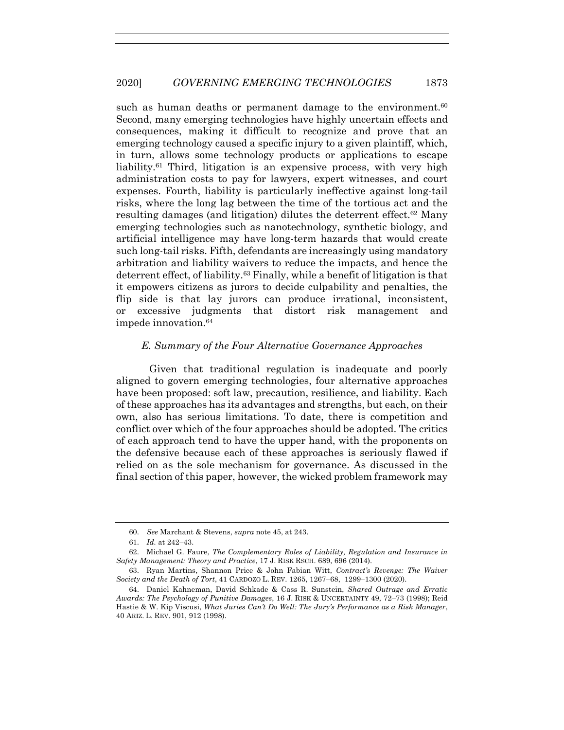such as human deaths or permanent damage to the environment.[60] Second, many emerging technologies have highly uncertain effects and consequences, making it difficult to recognize and prove that an emerging technology caused a specific injury to a given plaintiff, which, in turn, allows some technology products or applications to escape liability.[61] Third, litigation is an expensive process, with very high administration costs to pay for lawyers, expert witnesses, and court expenses. Fourth, liability is particularly ineffective against long-tail risks, where the long lag between the time of the tortious act and the resulting damages (and litigation) dilutes the deterrent effect.[62] Many emerging technologies such as nanotechnology, synthetic biology, and artificial intelligence may have long-term hazards that would create such long-tail risks. Fifth, defendants are increasingly using mandatory arbitration and liability waivers to reduce the impacts, and hence the deterrent effect, of liability.[63] Finally, while a benefit of litigation is that it empowers citizens as jurors to decide culpability and penalties, the flip side is that lay jurors can produce irrational, inconsistent, or excessive judgments that distort risk management and impede innovation.[64]

### *E. Summary of the Four Alternative Governance Approaches*

Given that traditional regulation is inadequate and poorly aligned to govern emerging technologies, four alternative approaches have been proposed: soft law, precaution, resilience, and liability. Each of these approaches has its advantages and strengths, but each, on their own, also has serious limitations. To date, there is competition and conflict over which of the four approaches should be adopted. The critics of each approach tend to have the upper hand, with the proponents on the defensive because each of these approaches is seriously flawed if relied on as the sole mechanism for governance. As discussed in the final section of this paper, however, the wicked problem framework may

---

60. *See* Marchant & Stevens, *supra* note 45, at 243.

61. *Id.* at 242–43.

62. Michael G. Faure, *The Complementary Roles of Liability, Regulation and Insurance in Safety Management: Theory and Practice*, 17 J. RISK RSCH. 689, 696 (2014).

63. Ryan Martins, Shannon Price & John Fabian Witt, *Contract's Revenge: The Waiver Society and the Death of Tort*, 41 CARDOZO L. REV. 1265, 1267–68, 1299–1300 (2020).

64. Daniel Kahneman, David Schkade & Cass R. Sunstein, *Shared Outrage and Erratic Awards: The Psychology of Punitive Damages*, 16 J. RISK & UNCERTAINTY 49, 72–73 (1998); Reid Hastie & W. Kip Viscusi, *What Juries Can't Do Well: The Jury's Performance as a Risk Manager*, 40 ARIZ. L. REV. 901, 912 (1998).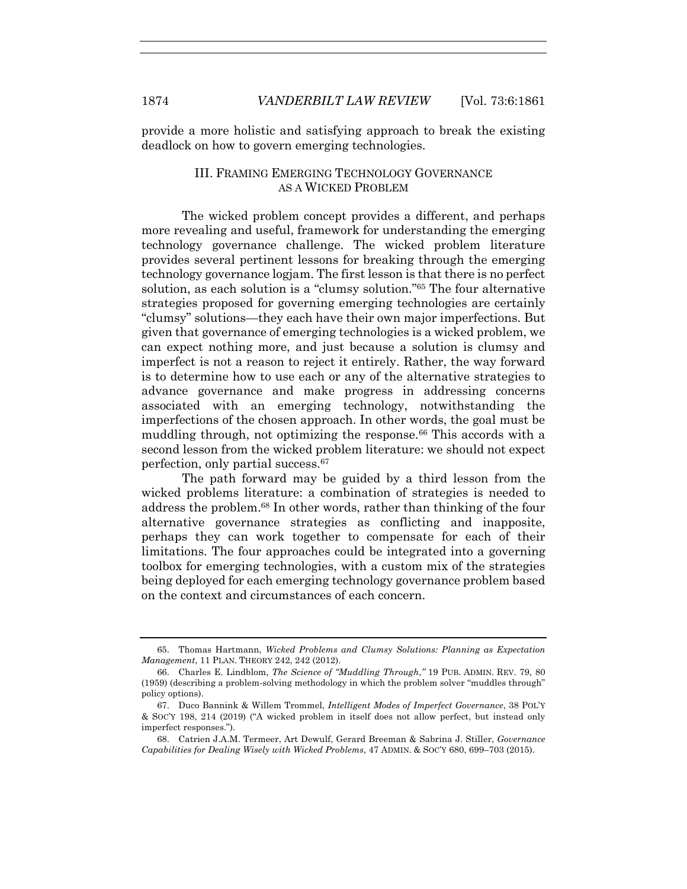provide a more holistic and satisfying approach to break the existing deadlock on how to govern emerging technologies.

## III. FRAMING EMERGING TECHNOLOGY GOVERNANCE AS A WICKED PROBLEM

The wicked problem concept provides a different, and perhaps more revealing and useful, framework for understanding the emerging technology governance challenge. The wicked problem literature provides several pertinent lessons for breaking through the emerging technology governance logjam. The first lesson is that there is no perfect solution, as each solution is a "clumsy solution."[65] The four alternative strategies proposed for governing emerging technologies are certainly "clumsy" solutions—they each have their own major imperfections. But given that governance of emerging technologies is a wicked problem, we can expect nothing more, and just because a solution is clumsy and imperfect is not a reason to reject it entirely. Rather, the way forward is to determine how to use each or any of the alternative strategies to advance governance and make progress in addressing concerns associated with an emerging technology, notwithstanding the imperfections of the chosen approach. In other words, the goal must be muddling through, not optimizing the response.[66] This accords with a second lesson from the wicked problem literature: we should not expect perfection, only partial success.[67]

The path forward may be guided by a third lesson from the wicked problems literature: a combination of strategies is needed to address the problem.[68] In other words, rather than thinking of the four alternative governance strategies as conflicting and inapposite, perhaps they can work together to compensate for each of their limitations. The four approaches could be integrated into a governing toolbox for emerging technologies, with a custom mix of the strategies being deployed for each emerging technology governance problem based on the context and circumstances of each concern.

---

65. Thomas Hartmann, *Wicked Problems and Clumsy Solutions: Planning as Expectation Management*, 11 PLAN. THEORY 242, 242 (2012).

66. Charles E. Lindblom, *The Science of "Muddling Through*,*"* 19 PUB. ADMIN. REV. 79, 80 (1959) (describing a problem-solving methodology in which the problem solver "muddles through" policy options).

67. Duco Bannink & Willem Trommel, *Intelligent Modes of Imperfect Governance*, 38 POL'Y & SOC'Y 198, 214 (2019) ("A wicked problem in itself does not allow perfect, but instead only imperfect responses.").

68. Catrien J.A.M. Termeer, Art Dewulf, Gerard Breeman & Sabrina J. Stiller, *Governance Capabilities for Dealing Wisely with Wicked Problems*, 47 ADMIN. & SOC'Y 680, 699–703 (2015).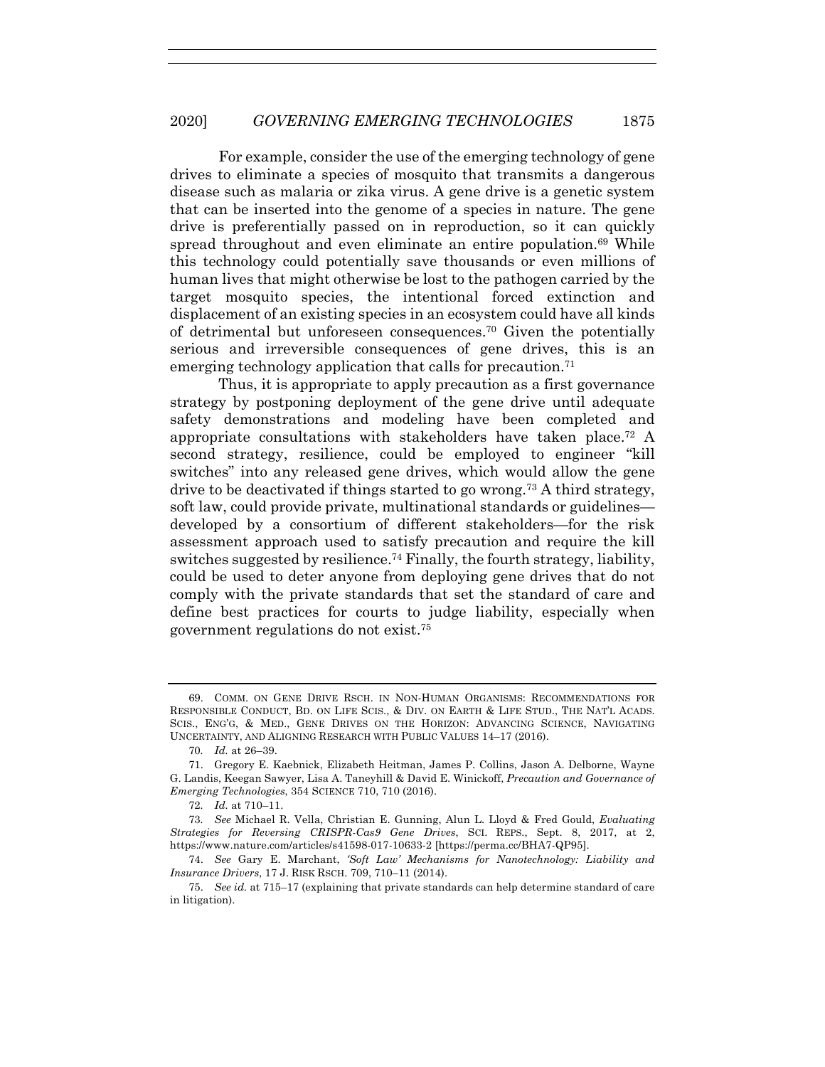For example, consider the use of the emerging technology of gene drives to eliminate a species of mosquito that transmits a dangerous disease such as malaria or zika virus. A gene drive is a genetic system that can be inserted into the genome of a species in nature. The gene drive is preferentially passed on in reproduction, so it can quickly spread throughout and even eliminate an entire population.[69] While this technology could potentially save thousands or even millions of human lives that might otherwise be lost to the pathogen carried by the target mosquito species, the intentional forced extinction and displacement of an existing species in an ecosystem could have all kinds of detrimental but unforeseen consequences.[70] Given the potentially serious and irreversible consequences of gene drives, this is an emerging technology application that calls for precaution.[71]

Thus, it is appropriate to apply precaution as a first governance strategy by postponing deployment of the gene drive until adequate safety demonstrations and modeling have been completed and appropriate consultations with stakeholders have taken place.[72] A second strategy, resilience, could be employed to engineer "kill switches" into any released gene drives, which would allow the gene drive to be deactivated if things started to go wrong.[73] A third strategy, soft law, could provide private, multinational standards or guidelines—developed by a consortium of different stakeholders—for the risk assessment approach used to satisfy precaution and require the kill switches suggested by resilience.[74] Finally, the fourth strategy, liability, could be used to deter anyone from deploying gene drives that do not comply with the private standards that set the standard of care and define best practices for courts to judge liability, especially when government regulations do not exist.[75]

---

69. COMM. ON GENE DRIVE RSCH. IN NON-HUMAN ORGANISMS: RECOMMENDATIONS FOR RESPONSIBLE CONDUCT, BD. ON LIFE SCIS., & DIV. ON EARTH & LIFE STUD., THE NAT'L ACADS. SCIS., ENG'G, & MED., GENE DRIVES ON THE HORIZON: ADVANCING SCIENCE, NAVIGATING UNCERTAINTY, AND ALIGNING RESEARCH WITH PUBLIC VALUES 14–17 (2016).

70. *Id.* at 26–39.

71. Gregory E. Kaebnick, Elizabeth Heitman, James P. Collins, Jason A. Delborne, Wayne G. Landis, Keegan Sawyer, Lisa A. Taneyhill & David E. Winickoff, *Precaution and Governance of Emerging Technologies*, 354 SCIENCE 710, 710 (2016).

72. *Id.* at 710–11.

73. *See* Michael R. Vella, Christian E. Gunning, Alun L. Lloyd & Fred Gould, *Evaluating Strategies for Reversing CRISPR-Cas9 Gene Drives*, SCI. REPS., Sept. 8, 2017, at 2, https://www.nature.com/articles/s41598-017-10633-2 [https://perma.cc/BHA7-QP95].

74. *See* Gary E. Marchant, *'Soft Law' Mechanisms for Nanotechnology: Liability and Insurance Drivers*, 17 J. RISK RSCH. 709, 710–11 (2014).

75. *See id.* at 715–17 (explaining that private standards can help determine standard of care in litigation).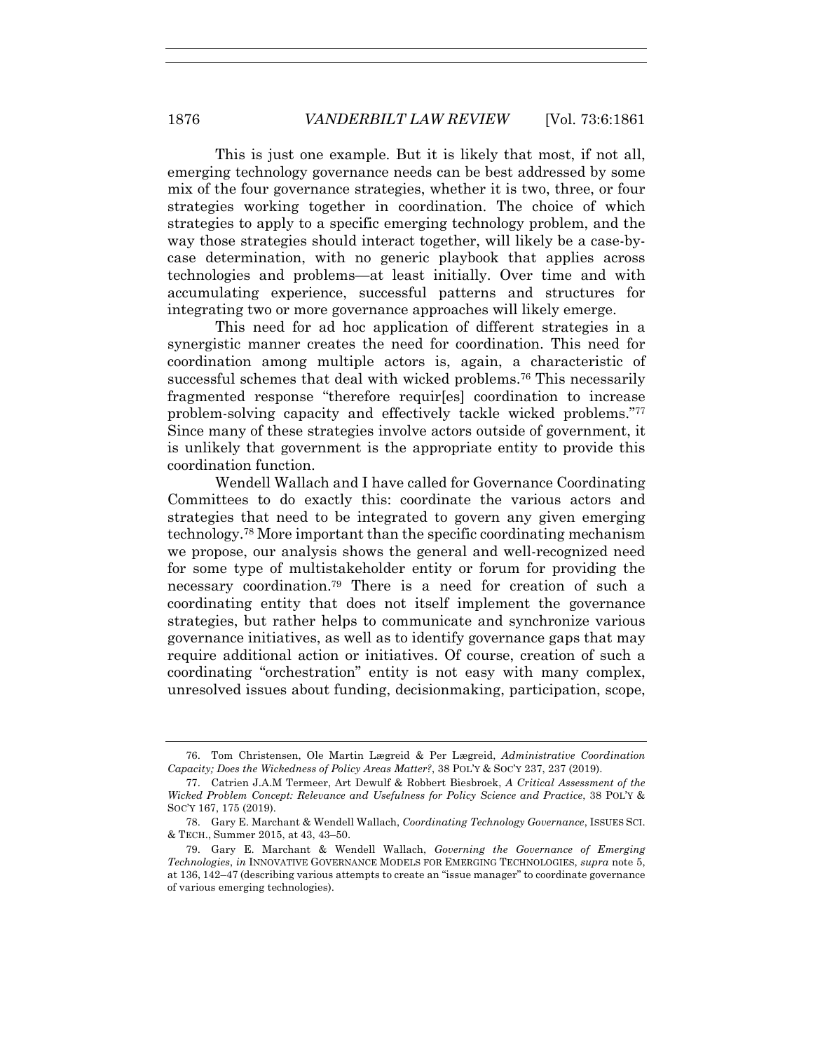This is just one example. But it is likely that most, if not all, emerging technology governance needs can be best addressed by some mix of the four governance strategies, whether it is two, three, or four strategies working together in coordination. The choice of which strategies to apply to a specific emerging technology problem, and the way those strategies should interact together, will likely be a case-by-case determination, with no generic playbook that applies across technologies and problems—at least initially. Over time and with accumulating experience, successful patterns and structures for integrating two or more governance approaches will likely emerge.

This need for ad hoc application of different strategies in a synergistic manner creates the need for coordination. This need for coordination among multiple actors is, again, a characteristic of successful schemes that deal with wicked problems.[76] This necessarily fragmented response "therefore requir[es] coordination to increase problem-solving capacity and effectively tackle wicked problems."[77] Since many of these strategies involve actors outside of government, it is unlikely that government is the appropriate entity to provide this coordination function.

Wendell Wallach and I have called for Governance Coordinating Committees to do exactly this: coordinate the various actors and strategies that need to be integrated to govern any given emerging technology.[78] More important than the specific coordinating mechanism we propose, our analysis shows the general and well-recognized need for some type of multistakeholder entity or forum for providing the necessary coordination.[79] There is a need for creation of such a coordinating entity that does not itself implement the governance strategies, but rather helps to communicate and synchronize various governance initiatives, as well as to identify governance gaps that may require additional action or initiatives. Of course, creation of such a coordinating "orchestration" entity is not easy with many complex, unresolved issues about funding, decisionmaking, participation, scope,

---

76. Tom Christensen, Ole Martin Lægreid & Per Lægreid, *Administrative Coordination Capacity; Does the Wickedness of Policy Areas Matter?*, 38 POL'Y & SOC'Y 237, 237 (2019).

77. Catrien J.A.M Termeer, Art Dewulf & Robbert Biesbroek, *A Critical Assessment of the Wicked Problem Concept: Relevance and Usefulness for Policy Science and Practice*, 38 POL'Y & SOC'Y 167, 175 (2019).

78. Gary E. Marchant & Wendell Wallach, *Coordinating Technology Governance*, ISSUES SCI. & TECH., Summer 2015, at 43, 43–50.

79. Gary E. Marchant & Wendell Wallach, *Governing the Governance of Emerging Technologies*, *in* INNOVATIVE GOVERNANCE MODELS FOR EMERGING TECHNOLOGIES, *supra* note 5, at 136, 142–47 (describing various attempts to create an "issue manager" to coordinate governance of various emerging technologies).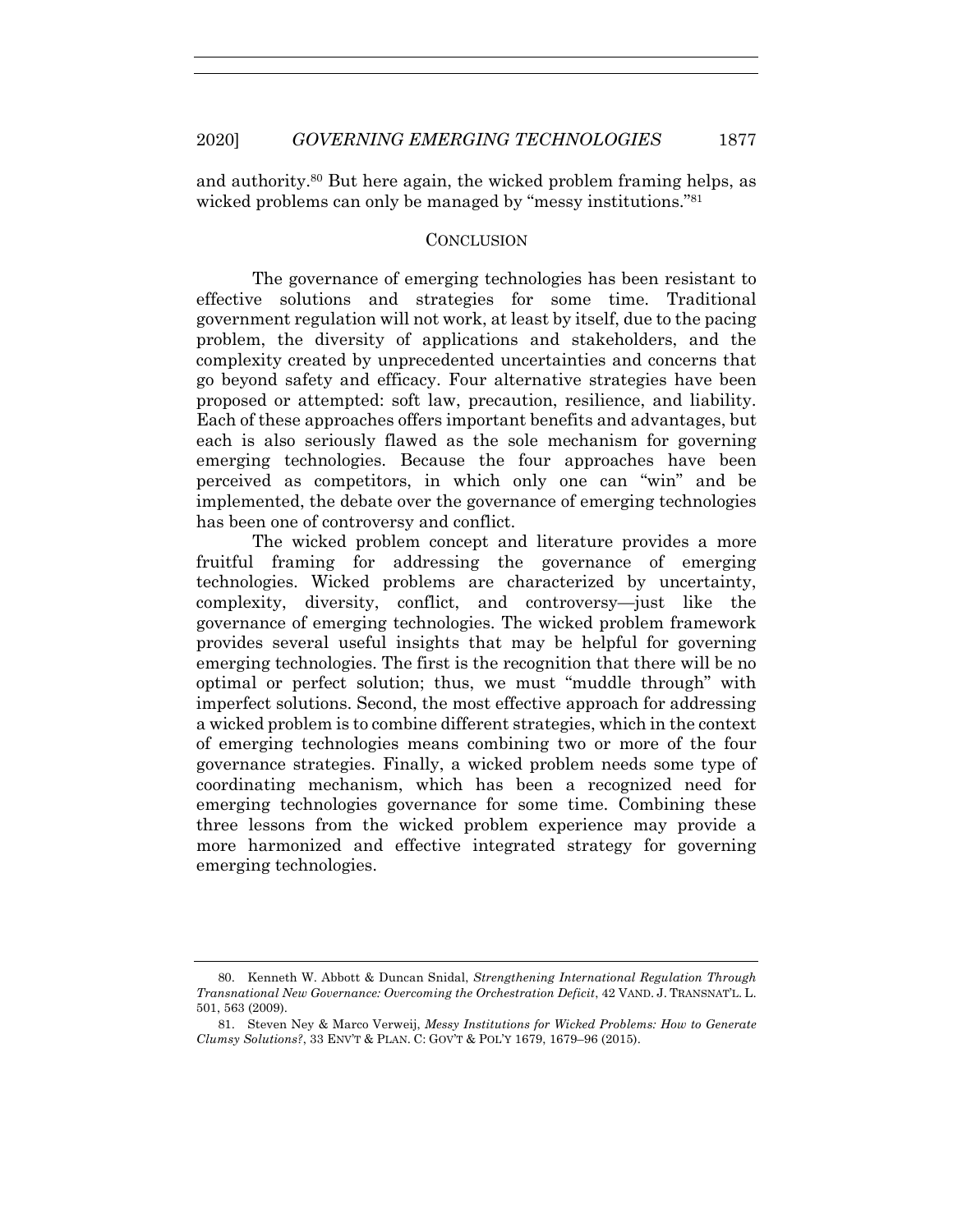and authority.[80] But here again, the wicked problem framing helps, as wicked problems can only be managed by "messy institutions."[81]

## CONCLUSION

The governance of emerging technologies has been resistant to effective solutions and strategies for some time. Traditional government regulation will not work, at least by itself, due to the pacing problem, the diversity of applications and stakeholders, and the complexity created by unprecedented uncertainties and concerns that go beyond safety and efficacy. Four alternative strategies have been proposed or attempted: soft law, precaution, resilience, and liability. Each of these approaches offers important benefits and advantages, but each is also seriously flawed as the sole mechanism for governing emerging technologies. Because the four approaches have been perceived as competitors, in which only one can "win" and be implemented, the debate over the governance of emerging technologies has been one of controversy and conflict.

The wicked problem concept and literature provides a more fruitful framing for addressing the governance of emerging technologies. Wicked problems are characterized by uncertainty, complexity, diversity, conflict, and controversy—just like the governance of emerging technologies. The wicked problem framework provides several useful insights that may be helpful for governing emerging technologies. The first is the recognition that there will be no optimal or perfect solution; thus, we must "muddle through" with imperfect solutions. Second, the most effective approach for addressing a wicked problem is to combine different strategies, which in the context of emerging technologies means combining two or more of the four governance strategies. Finally, a wicked problem needs some type of coordinating mechanism, which has been a recognized need for emerging technologies governance for some time. Combining these three lessons from the wicked problem experience may provide a more harmonized and effective integrated strategy for governing emerging technologies.

---

80. Kenneth W. Abbott & Duncan Snidal, *Strengthening International Regulation Through Transnational New Governance: Overcoming the Orchestration Deficit*, 42 VAND. J. TRANSNAT'L L. 501, 563 (2009).

81. Steven Ney & Marco Verweij, *Messy Institutions for Wicked Problems: How to Generate Clumsy Solutions?*, 33 ENV'T & PLAN. C: GOV'T & POL'Y 1679, 1679–96 (2015).